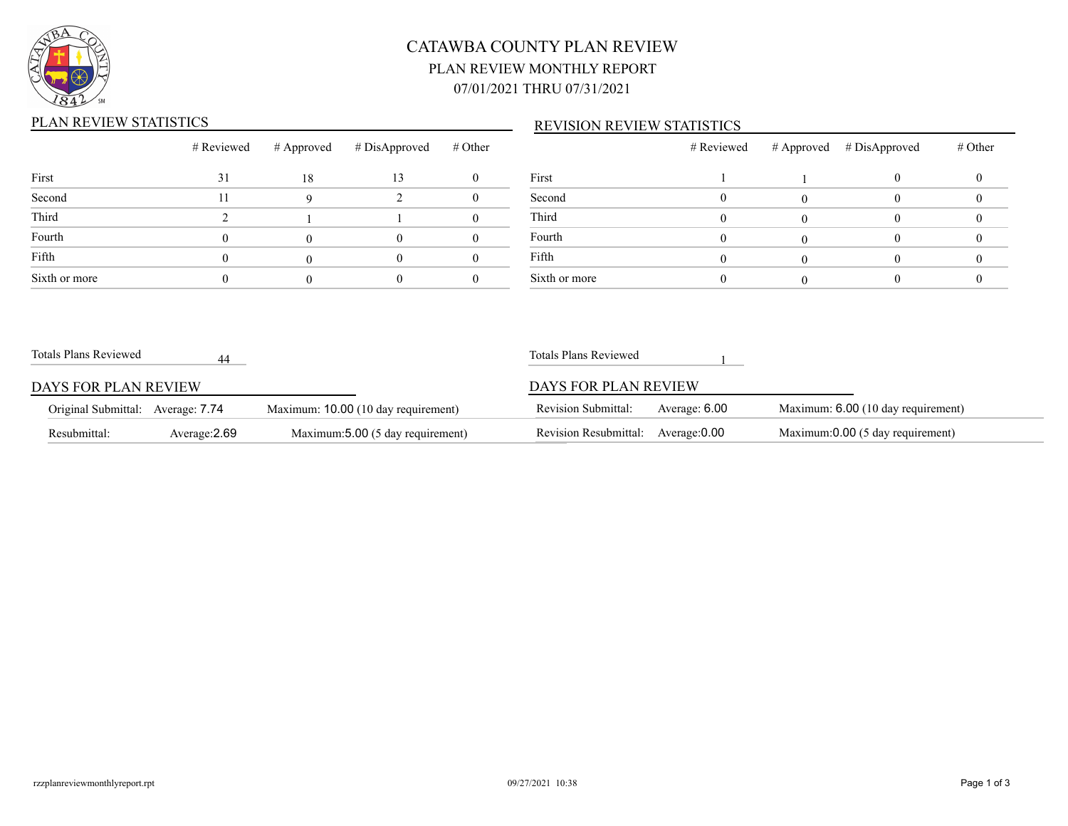# CATAWBA COUNTY PLAN REVIEW

## PLAN REVIEW MONTHLY REPORT

## 07/01/2021 THRU 07/31/2021

### PLAN REVIEW STATISTICS

| | # Reviewed | # Approved | # DisApproved | # Other |
|---|---|---|---|---|
| First | 31 | 18 | 13 | 0 |
| Second | 11 | 9 | 2 | 0 |
| Third | 2 | 1 | 1 | 0 |
| Fourth | 0 | 0 | 0 | 0 |
| Fifth | 0 | 0 | 0 | 0 |
| Sixth or more | 0 | 0 | 0 | 0 |

Totals Plans Reviewed 44

### DAYS FOR PLAN REVIEW

| | | |
|---|---|---|
| Original Submittal: | Average: 7.74 | Maximum: 10.00 (10 day requirement) |
| Resubmittal: | Average:2.69 | Maximum:5.00 (5 day requirement) |

### REVISION REVIEW STATISTICS

| | # Reviewed | # Approved | # DisApproved | # Other |
|---|---|---|---|---|
| First | 1 | 1 | 0 | 0 |
| Second | 0 | 0 | 0 | 0 |
| Third | 0 | 0 | 0 | 0 |
| Fourth | 0 | 0 | 0 | 0 |
| Fifth | 0 | 0 | 0 | 0 |
| Sixth or more | 0 | 0 | 0 | 0 |

Totals Plans Reviewed 1

### DAYS FOR PLAN REVIEW

| | | |
|---|---|---|
| Revision Submittal: | Average: 6.00 | Maximum: 6.00 (10 day requirement) |
| Revision Resubmittal: | Average:0.00 | Maximum:0.00 (5 day requirement) |

rzzplanreviewmonthlyreport.rpt 09/27/2021 10:38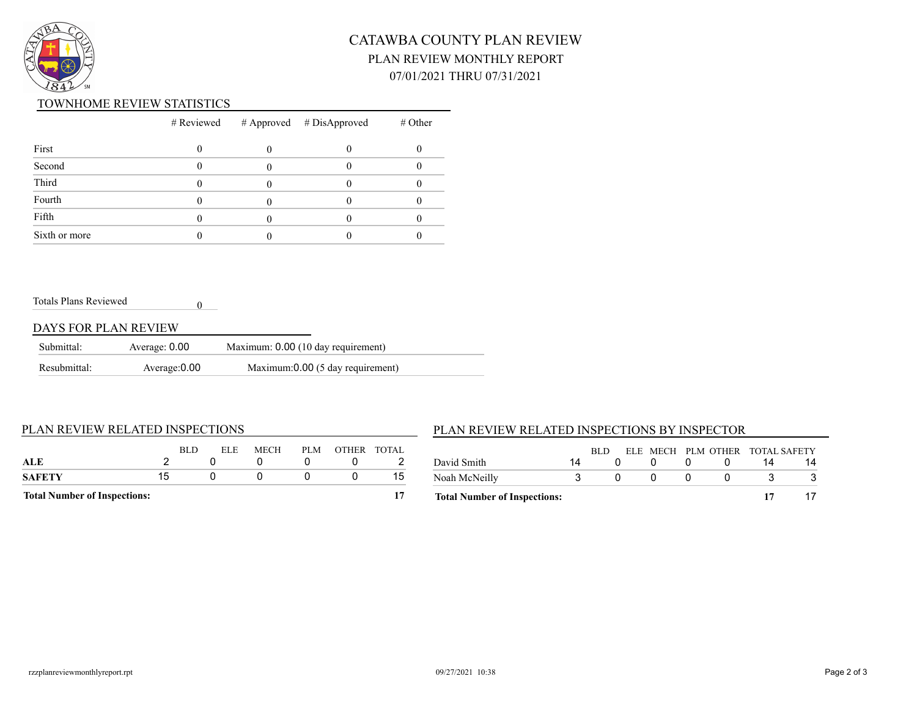# CATAWBA COUNTY PLAN REVIEW

PLAN REVIEW MONTHLY REPORT

07/01/2021 THRU 07/31/2021

## TOWNHOME REVIEW STATISTICS

| | # Reviewed | # Approved | # DisApproved | # Other |
|---|---|---|---|---|
| First | 0 | 0 | 0 | 0 |
| Second | 0 | 0 | 0 | 0 |
| Third | 0 | 0 | 0 | 0 |
| Fourth | 0 | 0 | 0 | 0 |
| Fifth | 0 | 0 | 0 | 0 |
| Sixth or more | 0 | 0 | 0 | 0 |

Totals Plans Reviewed 0

## DAYS FOR PLAN REVIEW

| | | |
|---|---|---|
| Submittal: | Average: 0.00 | Maximum: 0.00 (10 day requirement) |
| Resubmittal: | Average:0.00 | Maximum:0.00 (5 day requirement) |

## PLAN REVIEW RELATED INSPECTIONS

| | BLD | ELE | MECH | PLM | OTHER | TOTAL |
|---|---|---|---|---|---|---|
| **ALE** | 2 | 0 | 0 | 0 | 0 | 2 |
| **SAFETY** | 15 | 0 | 0 | 0 | 0 | 15 |
| **Total Number of Inspections:** | | | | | | **17** |

## PLAN REVIEW RELATED INSPECTIONS BY INSPECTOR

| | BLD | ELE | MECH | PLM | OTHER | TOTAL | SAFETY |
|---|---|---|---|---|---|---|---|
| David Smith | 14 | 0 | 0 | 0 | 0 | 14 | 14 |
| Noah McNeilly | 3 | 0 | 0 | 0 | 0 | 3 | 3 |
| **Total Number of Inspections:** | | | | | | **17** | 17 |

rzzplanreviewmonthlyreport.rpt 09/27/2021 10:38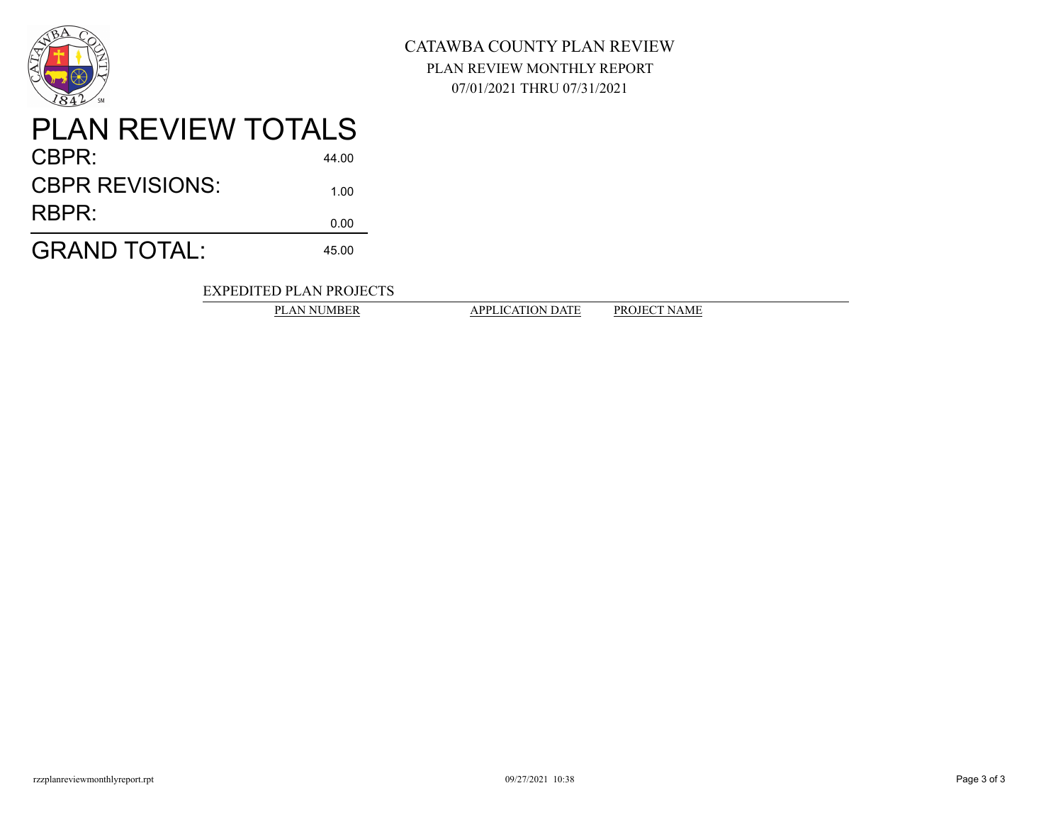CATAWBA COUNTY PLAN REVIEW

PLAN REVIEW MONTHLY REPORT

07/01/2021 THRU 07/31/2021

# PLAN REVIEW TOTALS

| | |
|---|---|
| CBPR: | 44.00 |
| CBPR REVISIONS: | 1.00 |
| RBPR: | 0.00 |
| GRAND TOTAL: | 45.00 |

EXPEDITED PLAN PROJECTS

| PLAN NUMBER | APPLICATION DATE | PROJECT NAME |
|---|---|---|

rzzplanreviewmonthlyreport.rpt 09/27/2021 10:38